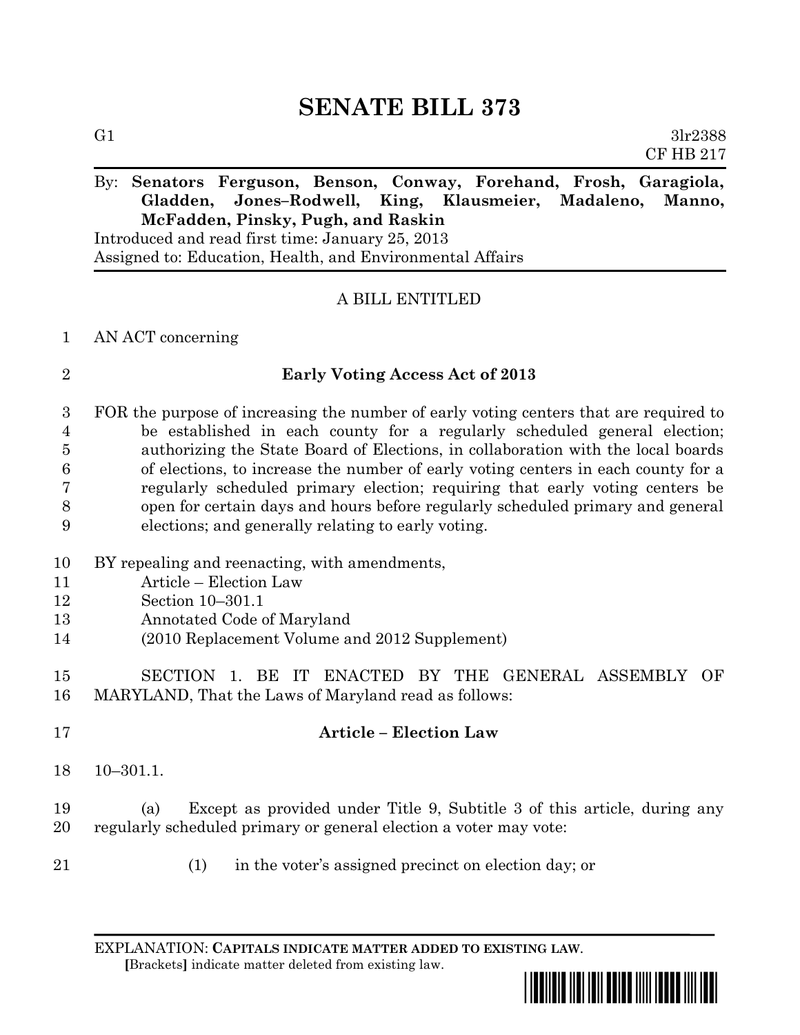# SENATE BILL 373

G1 3lr2388
CF HB 217

By: **Senators Ferguson, Benson, Conway, Forehand, Frosh, Garagiola, Gladden, Jones–Rodwell, King, Klausmeier, Madaleno, Manno, McFadden, Pinsky, Pugh, and Raskin**

Introduced and read first time: January 25, 2013
Assigned to: Education, Health, and Environmental Affairs

A BILL ENTITLED

1 AN ACT concerning

2 **Early Voting Access Act of 2013**

3 FOR the purpose of increasing the number of early voting centers that are required to
4 be established in each county for a regularly scheduled general election;
5 authorizing the State Board of Elections, in collaboration with the local boards
6 of elections, to increase the number of early voting centers in each county for a
7 regularly scheduled primary election; requiring that early voting centers be
8 open for certain days and hours before regularly scheduled primary and general
9 elections; and generally relating to early voting.

10 BY repealing and reenacting, with amendments,
11 Article – Election Law
12 Section 10–301.1
13 Annotated Code of Maryland
14 (2010 Replacement Volume and 2012 Supplement)

15 SECTION 1. BE IT ENACTED BY THE GENERAL ASSEMBLY OF
16 MARYLAND, That the Laws of Maryland read as follows:

17 **Article – Election Law**

18 10–301.1.

19 (a) Except as provided under Title 9, Subtitle 3 of this article, during any
20 regularly scheduled primary or general election a voter may vote:

21 (1) in the voter's assigned precinct on election day; or

EXPLANATION: **CAPITALS INDICATE MATTER ADDED TO EXISTING LAW.**
[Brackets] indicate matter deleted from existing law.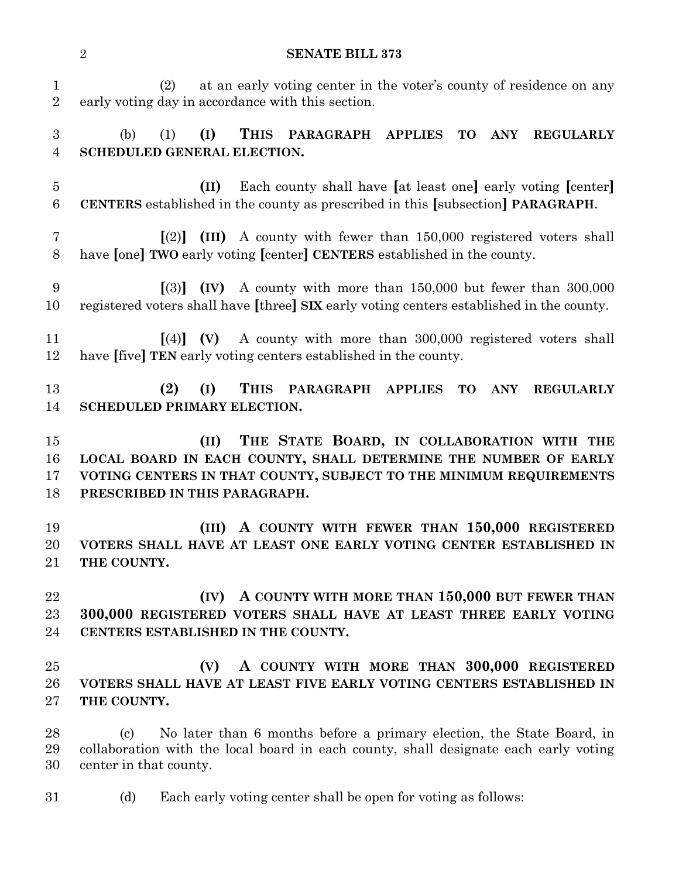(2) at an early voting center in the voter's county of residence on any early voting day in accordance with this section.

(b) (1) **(I) THIS PARAGRAPH APPLIES TO ANY REGULARLY SCHEDULED GENERAL ELECTION.**

**(II)** Each county shall have [at least one] early voting [center] **CENTERS** established in the county as prescribed in this [subsection] **PARAGRAPH**.

[(2)] **(III)** A county with fewer than 150,000 registered voters shall have [one] **TWO** early voting [center] **CENTERS** established in the county.

[(3)] **(IV)** A county with more than 150,000 but fewer than 300,000 registered voters shall have [three] **SIX** early voting centers established in the county.

[(4)] **(V)** A county with more than 300,000 registered voters shall have [five] **TEN** early voting centers established in the county.

**(2) (I) THIS PARAGRAPH APPLIES TO ANY REGULARLY SCHEDULED PRIMARY ELECTION.**

**(II) THE STATE BOARD, IN COLLABORATION WITH THE LOCAL BOARD IN EACH COUNTY, SHALL DETERMINE THE NUMBER OF EARLY VOTING CENTERS IN THAT COUNTY, SUBJECT TO THE MINIMUM REQUIREMENTS PRESCRIBED IN THIS PARAGRAPH.**

**(III) A COUNTY WITH FEWER THAN 150,000 REGISTERED VOTERS SHALL HAVE AT LEAST ONE EARLY VOTING CENTER ESTABLISHED IN THE COUNTY.**

**(IV) A COUNTY WITH MORE THAN 150,000 BUT FEWER THAN 300,000 REGISTERED VOTERS SHALL HAVE AT LEAST THREE EARLY VOTING CENTERS ESTABLISHED IN THE COUNTY.**

**(V) A COUNTY WITH MORE THAN 300,000 REGISTERED VOTERS SHALL HAVE AT LEAST FIVE EARLY VOTING CENTERS ESTABLISHED IN THE COUNTY.**

(c) No later than 6 months before a primary election, the State Board, in collaboration with the local board in each county, shall designate each early voting center in that county.

(d) Each early voting center shall be open for voting as follows: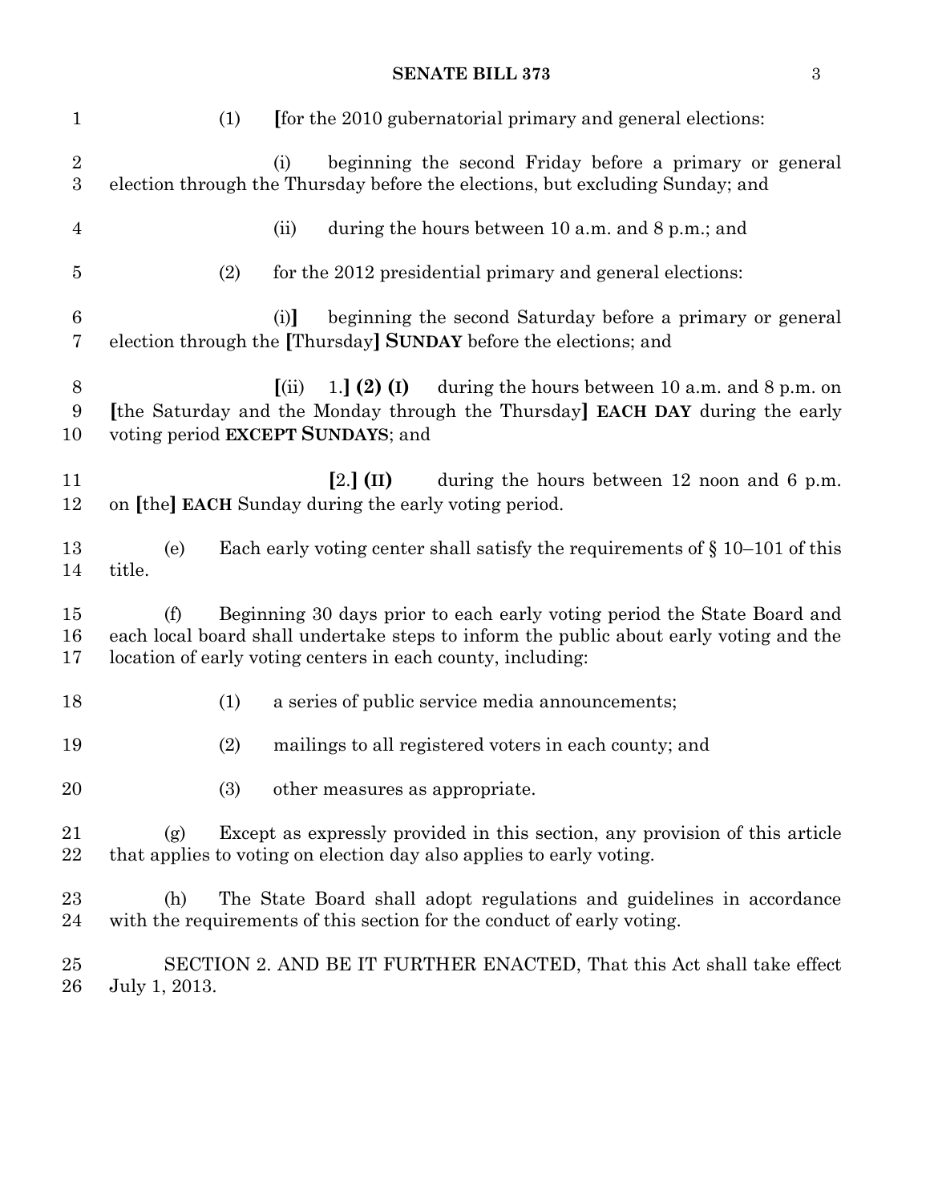(1) [for the 2010 gubernatorial primary and general elections:

(i) beginning the second Friday before a primary or general election through the Thursday before the elections, but excluding Sunday; and

(ii) during the hours between 10 a.m. and 8 p.m.; and

(2) for the 2012 presidential primary and general elections:

(i)] beginning the second Saturday before a primary or general election through the [Thursday] **SUNDAY** before the elections; and

[(ii) 1.] **(2) (I)** during the hours between 10 a.m. and 8 p.m. on [the Saturday and the Monday through the Thursday] **EACH DAY** during the early voting period **EXCEPT SUNDAYS**; and

[2.] **(II)** during the hours between 12 noon and 6 p.m. on [the] **EACH** Sunday during the early voting period.

(e) Each early voting center shall satisfy the requirements of § 10–101 of this title.

(f) Beginning 30 days prior to each early voting period the State Board and each local board shall undertake steps to inform the public about early voting and the location of early voting centers in each county, including:

(1) a series of public service media announcements;

(2) mailings to all registered voters in each county; and

(3) other measures as appropriate.

(g) Except as expressly provided in this section, any provision of this article that applies to voting on election day also applies to early voting.

(h) The State Board shall adopt regulations and guidelines in accordance with the requirements of this section for the conduct of early voting.

SECTION 2. AND BE IT FURTHER ENACTED, That this Act shall take effect July 1, 2013.